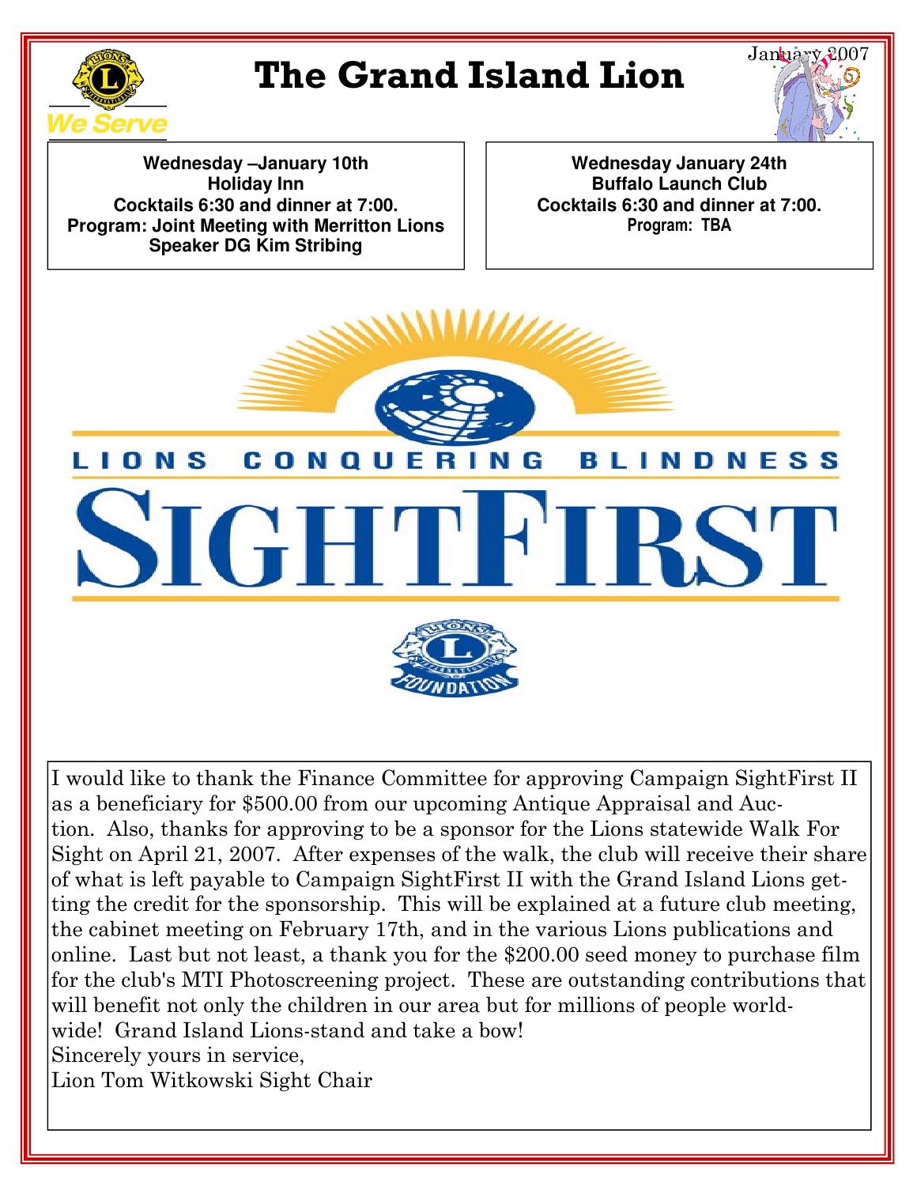# The Grand Island Lion

January 2007

We Serve

**Wednesday –January 10th**
**Holiday Inn**
**Cocktails 6:30 and dinner at 7:00.**
**Program: Joint Meeting with Merritton Lions**
**Speaker DG Kim Stribing**

**Wednesday January 24th**
**Buffalo Launch Club**
**Cocktails 6:30 and dinner at 7:00.**
**Program: TBA**

LIONS CONQUERING BLINDNESS

SIGHTFIRST

LIONS FOUNDATION

I would like to thank the Finance Committee for approving Campaign SightFirst II as a beneficiary for $500.00 from our upcoming Antique Appraisal and Auction. Also, thanks for approving to be a sponsor for the Lions statewide Walk For Sight on April 21, 2007. After expenses of the walk, the club will receive their share of what is left payable to Campaign SightFirst II with the Grand Island Lions getting the credit for the sponsorship. This will be explained at a future club meeting, the cabinet meeting on February 17th, and in the various Lions publications and online. Last but not least, a thank you for the $200.00 seed money to purchase film for the club's MTI Photoscreening project. These are outstanding contributions that will benefit not only the children in our area but for millions of people worldwide! Grand Island Lions-stand and take a bow!

Sincerely yours in service,
Lion Tom Witkowski Sight Chair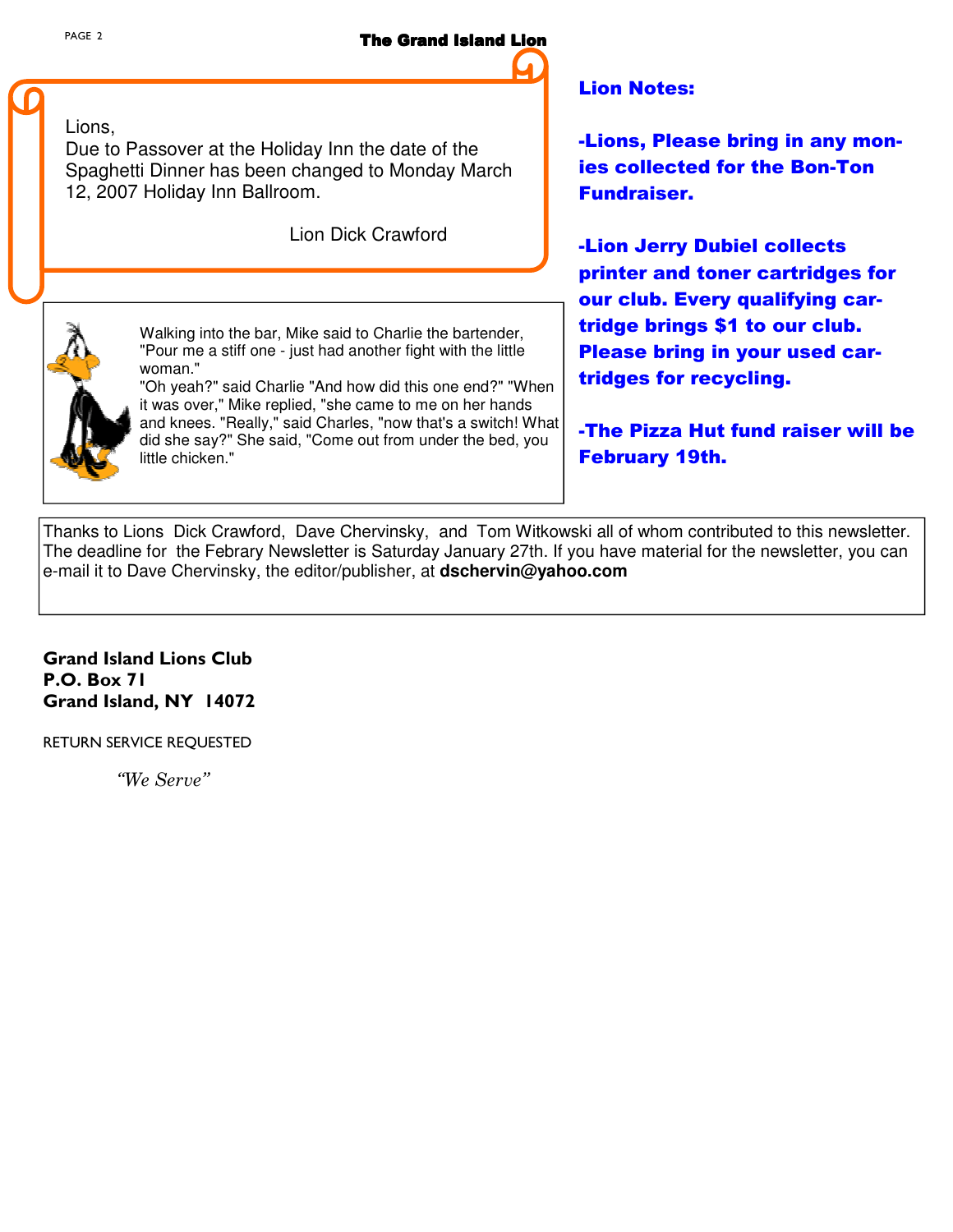Lions,
Due to Passover at the Holiday Inn the date of the Spaghetti Dinner has been changed to Monday March 12, 2007 Holiday Inn Ballroom.

Lion Dick Crawford

Walking into the bar, Mike said to Charlie the bartender, "Pour me a stiff one - just had another fight with the little woman."
"Oh yeah?" said Charlie "And how did this one end?" "When it was over," Mike replied, "she came to me on her hands and knees. "Really," said Charles, "now that's a switch! What did she say?" She said, "Come out from under the bed, you little chicken."

## Lion Notes:

**-Lions, Please bring in any monies collected for the Bon-Ton Fundraiser.**

**-Lion Jerry Dubiel collects printer and toner cartridges for our club. Every qualifying cartridge brings $1 to our club. Please bring in your used cartridges for recycling.**

**-The Pizza Hut fund raiser will be February 19th.**

Thanks to Lions Dick Crawford, Dave Chervinsky, and Tom Witkowski all of whom contributed to this newsletter. The deadline for the Febrary Newsletter is Saturday January 27th. If you have material for the newsletter, you can e-mail it to Dave Chervinsky, the editor/publisher, at **dschervin@yahoo.com**

**Grand Island Lions Club**
**P.O. Box 71**
**Grand Island, NY 14072**

RETURN SERVICE REQUESTED

*"We Serve"*